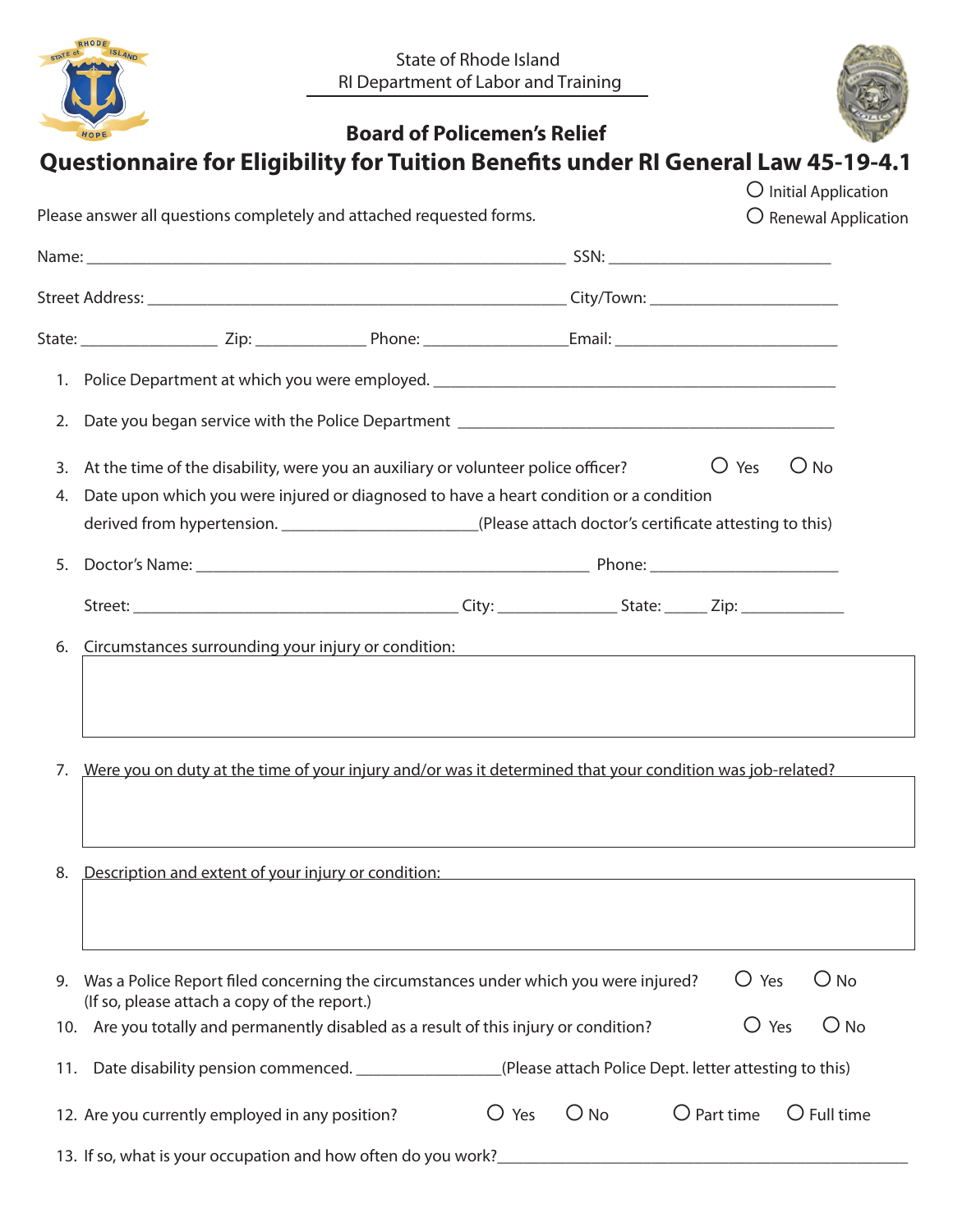State of Rhode Island
RI Department of Labor and Training

**Board of Policemen's Relief**

# Questionnaire for Eligibility for Tuition Benefits under RI General Law 45-19-4.1

○ Initial Application
○ Renewal Application

Please answer all questions completely and attached requested forms.

Name: ______________________________ SSN: ____________________

Street Address: ______________________________ City/Town: ____________________

State: ____________ Zip: __________ Phone: ____________ Email: ____________________

1. Police Department at which you were employed. ______________________________
2. Date you began service with the Police Department ______________________________
3. At the time of the disability, were you an auxiliary or volunteer police officer? ○ Yes ○ No
4. Date upon which you were injured or diagnosed to have a heart condition or a condition derived from hypertension. ____________________(Please attach doctor's certificate attesting to this)
5. Doctor's Name: ______________________________ Phone: ____________________

   Street: ______________________________ City: ____________ State: _____ Zip: __________

6. Circumstances surrounding your injury or condition:

7. Were you on duty at the time of your injury and/or was it determined that your condition was job-related?

8. Description and extent of your injury or condition:

9. Was a Police Report filed concerning the circumstances under which you were injured? ○ Yes ○ No
   (If so, please attach a copy of the report.)
10. Are you totally and permanently disabled as a result of this injury or condition? ○ Yes ○ No
11. Date disability pension commenced. ________________(Please attach Police Dept. letter attesting to this)
12. Are you currently employed in any position? ○ Yes ○ No ○ Part time ○ Full time
13. If so, what is your occupation and how often do you work?______________________________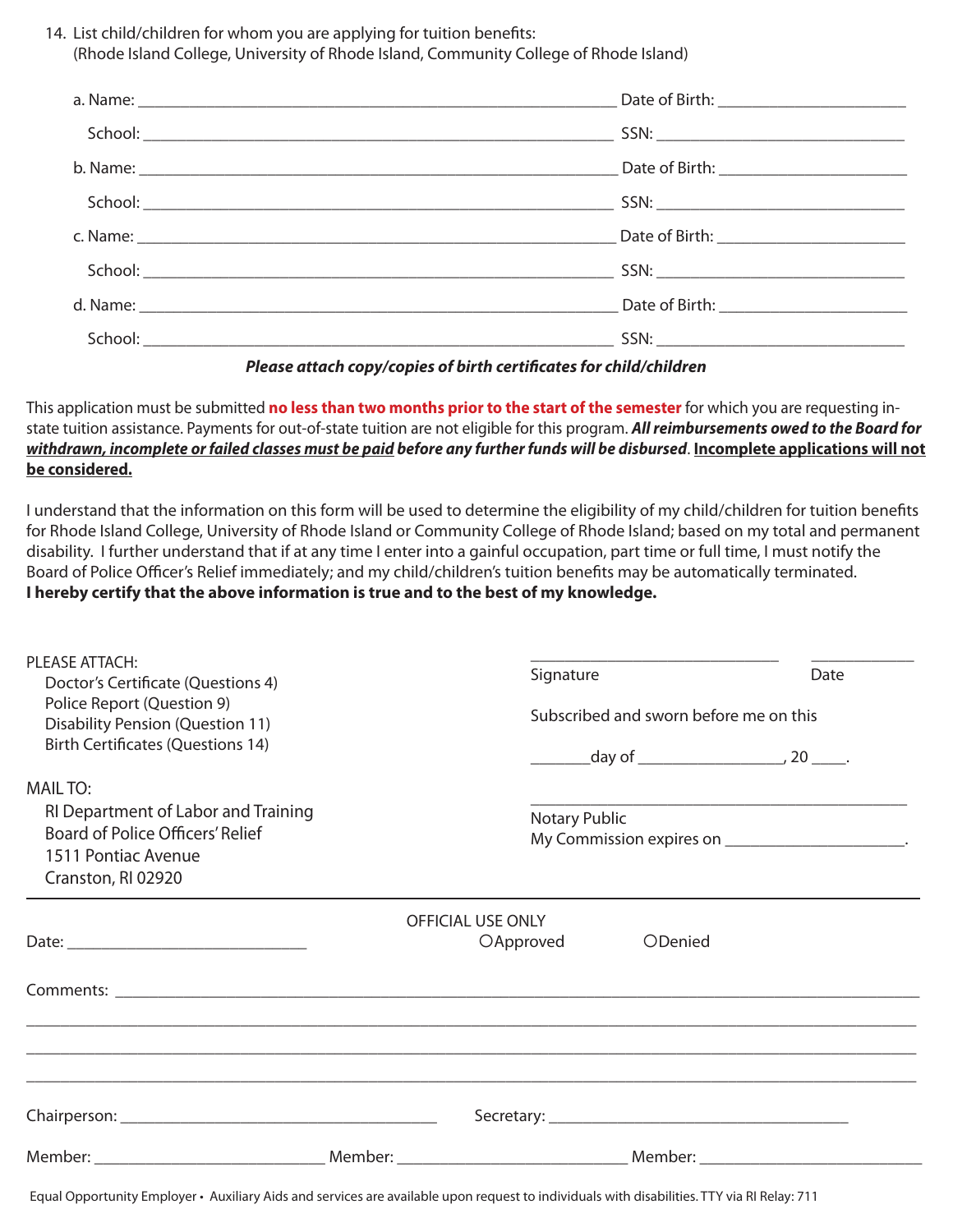14. List child/children for whom you are applying for tuition benefits:
(Rhode Island College, University of Rhode Island, Community College of Rhode Island)

a. Name: ______________________________ Date of Birth: ______________

School: ______________________________ SSN: ______________

b. Name: ______________________________ Date of Birth: ______________

School: ______________________________ SSN: ______________

c. Name: ______________________________ Date of Birth: ______________

School: ______________________________ SSN: ______________

d. Name: ______________________________ Date of Birth: ______________

School: ______________________________ SSN: ______________

***Please attach copy/copies of birth certificates for child/children***

This application must be submitted **no less than two months prior to the start of the semester** for which you are requesting in-state tuition assistance. Payments for out-of-state tuition are not eligible for this program. ***All reimbursements owed to the Board for withdrawn, incomplete or failed classes must be paid before any further funds will be disbursed***. **Incomplete applications will not be considered.**

I understand that the information on this form will be used to determine the eligibility of my child/children for tuition benefits for Rhode Island College, University of Rhode Island or Community College of Rhode Island; based on my total and permanent disability. I further understand that if at any time I enter into a gainful occupation, part time or full time, I must notify the Board of Police Officer's Relief immediately; and my child/children's tuition benefits may be automatically terminated.
**I hereby certify that the above information is true and to the best of my knowledge.**

PLEASE ATTACH:
- Doctor's Certificate (Questions 4)
- Police Report (Question 9)
- Disability Pension (Question 11)
- Birth Certificates (Questions 14)

______________________ ______________
Signature Date

Subscribed and sworn before me on this

_______day of _______________, 20 ____.

______________________________
Notary Public
My Commission expires on ____________________.

MAIL TO:
RI Department of Labor and Training
Board of Police Officers' Relief
1511 Pontiac Avenue
Cranston, RI 02920

OFFICIAL USE ONLY

Date: ______________________ ○Approved ○Denied

Comments: ______________________________________________________________

________________________________________________________________________

________________________________________________________________________

________________________________________________________________________

Chairperson: ______________________ Secretary: ______________________

Member: ____________________ Member: ____________________ Member: ____________________

Equal Opportunity Employer • Auxiliary Aids and services are available upon request to individuals with disabilities. TTY via RI Relay: 711